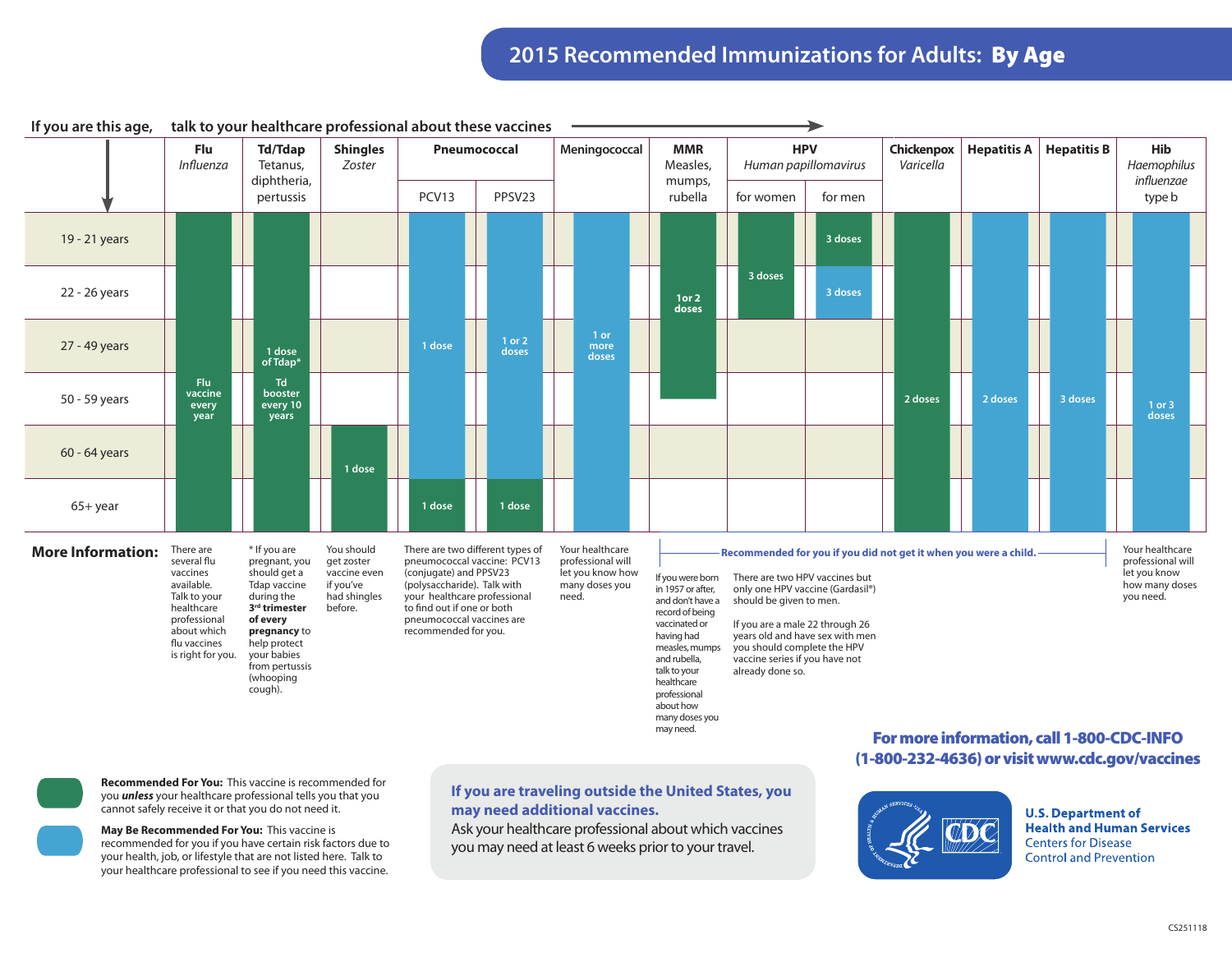# 2015 Recommended Immunizations for Adults: **By Age**

**If you are this age,** talk to your healthcare professional about these vaccines

| Age | Flu *Influenza* | Td/Tdap Tetanus, diphtheria, pertussis | Shingles *Zoster* | Pneumococcal PCV13 | Pneumococcal PPSV23 | Meningococcal | MMR Measles, mumps, rubella | HPV *Human papillomavirus* for women | HPV *Human papillomavirus* for men | Chickenpox *Varicella* | Hepatitis A | Hepatitis B | Hib *Haemophilus influenzae* type b |
|---|---|---|---|---|---|---|---|---|---|---|---|---|---|
| 19 - 21 years | Flu vaccine every year | 1 dose of Tdap* / Td booster every 10 years | | 1 dose | 1 or 2 doses | 1 or more doses | 1 or 2 doses | 3 doses | 3 doses | 2 doses | 2 doses | 3 doses | 1 or 3 doses |
| 22 - 26 years | Flu vaccine every year | 1 dose of Tdap* / Td booster every 10 years | | 1 dose | 1 or 2 doses | 1 or more doses | 1 or 2 doses | 3 doses | 3 doses | 2 doses | 2 doses | 3 doses | 1 or 3 doses |
| 27 - 49 years | Flu vaccine every year | 1 dose of Tdap* / Td booster every 10 years | | 1 dose | 1 or 2 doses | 1 or more doses | 1 or 2 doses | | | 2 doses | 2 doses | 3 doses | 1 or 3 doses |
| 50 - 59 years | Flu vaccine every year | 1 dose of Tdap* / Td booster every 10 years | | 1 dose | 1 or 2 doses | 1 or more doses | | | | 2 doses | 2 doses | 3 doses | 1 or 3 doses |
| 60 - 64 years | Flu vaccine every year | 1 dose of Tdap* / Td booster every 10 years | 1 dose | 1 dose | 1 or 2 doses | 1 or more doses | | | | 2 doses | 2 doses | 3 doses | 1 or 3 doses |
| 65+ year | Flu vaccine every year | 1 dose of Tdap* / Td booster every 10 years | 1 dose | 1 dose | 1 dose | 1 or more doses | | | | 2 doses | 2 doses | 3 doses | 1 or 3 doses |

## More Information:

- **Flu:** There are several flu vaccines available. Talk to your healthcare professional about which flu vaccines is right for you.
- **Td/Tdap:** * If you are pregnant, you should get a Tdap vaccine during the **3rd trimester of every pregnancy** to help protect your babies from pertussis (whooping cough).
- **Shingles:** You should get zoster vaccine even if you've had shingles before.
- **Pneumococcal:** There are two different types of pneumococcal vaccine: PCV13 (conjugate) and PPSV23 (polysaccharide). Talk with your healthcare professional to find out if one or both pneumococcal vaccines are recommended for you.
- **Meningococcal:** Your healthcare professional will let you know how many doses you need.
- **MMR, HPV, Chickenpox, Hepatitis A, Hepatitis B:** Recommended for you if you did not get it when you were a child.
  - **MMR:** If you were born in 1957 or after, and don't have a record of being vaccinated or having had measles, mumps and rubella, talk to your healthcare professional about how many doses you may need.
  - **HPV:** There are two HPV vaccines but only one HPV vaccine (Gardasil®) should be given to men.

    If you are a male 22 through 26 years old and have sex with men you should complete the HPV vaccine series if you have not already done so.
- **Hib:** Your healthcare professional will let you know how many doses you need.

**For more information, call 1-800-CDC-INFO (1-800-232-4636) or visit www.cdc.gov/vaccines**

**Recommended For You:** This vaccine is recommended for you ***unless*** your healthcare professional tells you that you cannot safely receive it or that you do not need it. (green)

**May Be Recommended For You:** This vaccine is recommended for you if you have certain risk factors due to your health, job, or lifestyle that are not listed here. Talk to your healthcare professional to see if you need this vaccine. (blue)

**If you are traveling outside the United States, you may need additional vaccines.**
Ask your healthcare professional about which vaccines you may need at least 6 weeks prior to your travel.

**U.S. Department of Health and Human Services**
Centers for Disease Control and Prevention

CS251118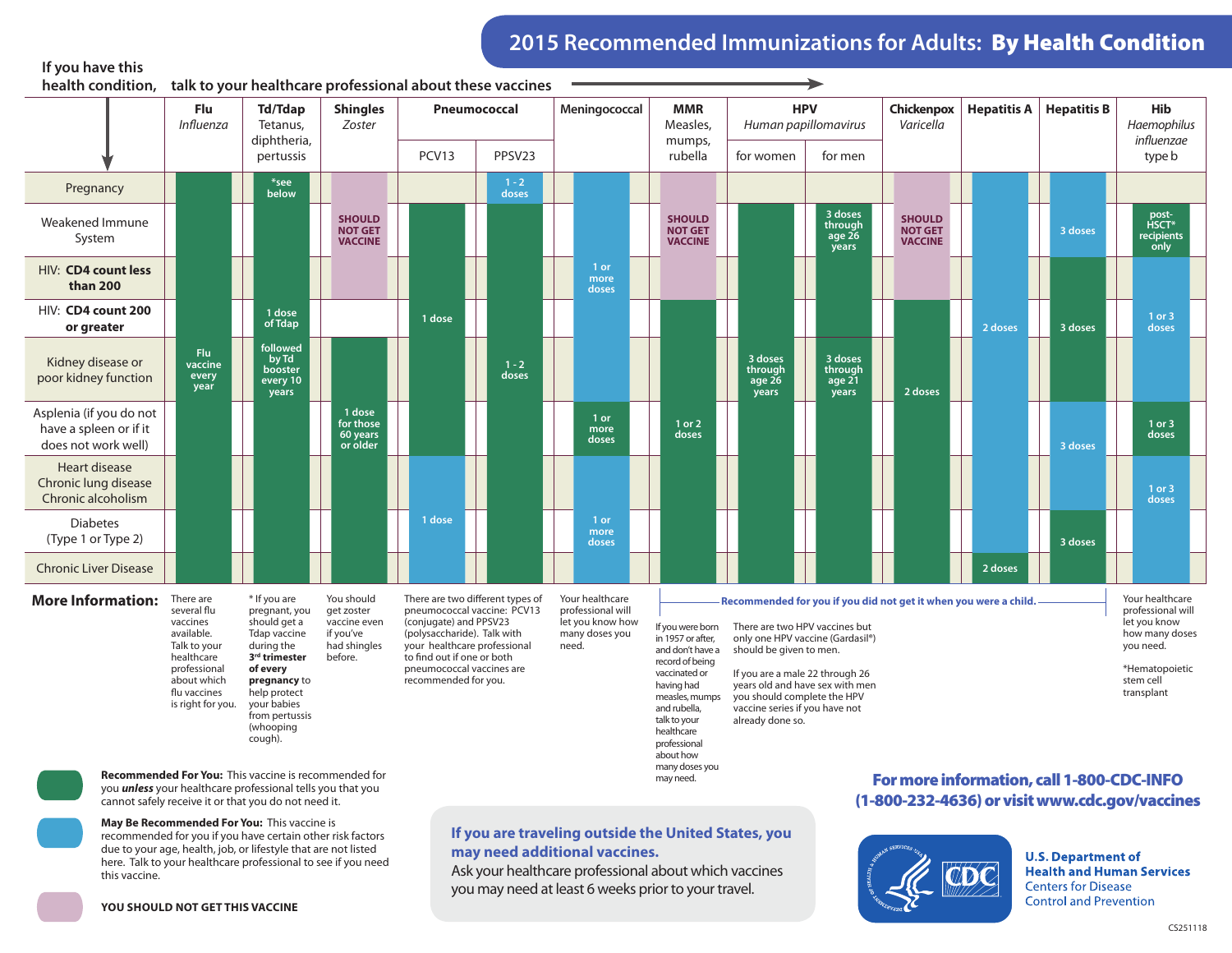# 2015 Recommended Immunizations for Adults: **By Health Condition**

**If you have this health condition,** talk to your healthcare professional about these vaccines

| If you have this health condition | **Flu** *Influenza* | **Td/Tdap** Tetanus, diphtheria, pertussis | **Shingles** *Zoster* | **Pneumococcal** PCV13 | **Pneumococcal** PPSV23 | **Meningococcal** | **MMR** Measles, mumps, rubella | **HPV** *Human papillomavirus* for women | **HPV** *Human papillomavirus* for men | **Chickenpox** *Varicella* | **Hepatitis A** | **Hepatitis B** | **Hib** *Haemophilus influenzae* type b |
|---|---|---|---|---|---|---|---|---|---|---|---|---|---|
| Pregnancy | Flu vaccine every year | *see below | SHOULD NOT GET VACCINE | | 1 - 2 doses | 1 or more doses | SHOULD NOT GET VACCINE | | | SHOULD NOT GET VACCINE | 2 doses | 3 doses | |
| Weakened Immune System | Flu vaccine every year | 1 dose of Tdap followed by Td booster every 10 years | SHOULD NOT GET VACCINE | 1 dose | 1 - 2 doses | 1 or more doses | SHOULD NOT GET VACCINE | 3 doses through age 26 years | 3 doses through age 26 years | SHOULD NOT GET VACCINE | 2 doses | 3 doses | post-HSCT* recipients only |
| HIV: **CD4 count less than 200** | Flu vaccine every year | 1 dose of Tdap followed by Td booster every 10 years | SHOULD NOT GET VACCINE | 1 dose | 1 - 2 doses | 1 or more doses | SHOULD NOT GET VACCINE | 3 doses through age 26 years | 3 doses through age 26 years | SHOULD NOT GET VACCINE | 2 doses | 3 doses | 1 or 3 doses |
| HIV: **CD4 count 200 or greater** | Flu vaccine every year | 1 dose of Tdap followed by Td booster every 10 years | | 1 dose | 1 - 2 doses | 1 or more doses | 1 or 2 doses | 3 doses through age 26 years | 3 doses through age 26 years | 2 doses | 2 doses | 3 doses | 1 or 3 doses |
| Kidney disease or poor kidney function | Flu vaccine every year | 1 dose of Tdap followed by Td booster every 10 years | 1 dose for those 60 years or older | 1 dose | 1 - 2 doses | 1 or more doses | 1 or 2 doses | 3 doses through age 26 years | 3 doses through age 21 years | 2 doses | 2 doses | 3 doses | 1 or 3 doses |
| Asplenia (if you do not have a spleen or if it does not work well) | Flu vaccine every year | 1 dose of Tdap followed by Td booster every 10 years | 1 dose for those 60 years or older | 1 dose | 1 - 2 doses | 1 or more doses | 1 or 2 doses | 3 doses through age 26 years | 3 doses through age 21 years | 2 doses | 2 doses | 3 doses | 1 or 3 doses |
| Heart disease, Chronic lung disease, Chronic alcoholism | Flu vaccine every year | 1 dose of Tdap followed by Td booster every 10 years | 1 dose for those 60 years or older | 1 dose | 1 - 2 doses | 1 or more doses | 1 or 2 doses | 3 doses through age 26 years | 3 doses through age 21 years | 2 doses | 2 doses | 3 doses | 1 or 3 doses |
| Diabetes (Type 1 or Type 2) | Flu vaccine every year | 1 dose of Tdap followed by Td booster every 10 years | 1 dose for those 60 years or older | 1 dose | 1 - 2 doses | 1 or more doses | 1 or 2 doses | 3 doses through age 26 years | 3 doses through age 21 years | 2 doses | 2 doses | 3 doses | 1 or 3 doses |
| Chronic Liver Disease | Flu vaccine every year | 1 dose of Tdap followed by Td booster every 10 years | 1 dose for those 60 years or older | 1 dose | 1 - 2 doses | 1 or more doses | 1 or 2 doses | 3 doses through age 26 years | 3 doses through age 21 years | 2 doses | 2 doses | 3 doses | 1 or 3 doses |

## More Information:

**Flu:** There are several flu vaccines available. Talk to your healthcare professional about which flu vaccines is right for you.

**Td/Tdap:** * If you are pregnant, you should get a Tdap vaccine during the **3rd trimester of every pregnancy** to help protect your babies from pertussis (whooping cough).

**Shingles:** You should get zoster vaccine even if you've had shingles before.

**Pneumococcal:** There are two different types of pneumococcal vaccine: PCV13 (conjugate) and PPSV23 (polysaccharide). Talk with your healthcare professional to find out if one or both pneumococcal vaccines are recommended for you.

**Meningococcal:** Your healthcare professional will let you know how many doses you need.

**Recommended for you if you did not get it when you were a child.** (MMR, HPV, Chickenpox, Hepatitis A, Hepatitis B)

**MMR:** If you were born in 1957 or after, and don't have a record of being vaccinated or having had measles, mumps and rubella, talk to your healthcare professional about how many doses you may need.

**HPV:** There are two HPV vaccines but only one HPV vaccine (Gardasil®) should be given to men.

If you are a male 22 through 26 years old and have sex with men you should complete the HPV vaccine series if you have not already done so.

**Hib:** Your healthcare professional will let you know how many doses you need.

*Hematopoietic stem cell transplant

**Legend:**

- **Recommended For You:** This vaccine is recommended for you ***unless*** your healthcare professional tells you that you cannot safely receive it or that you do not need it.
- **May Be Recommended For You:** This vaccine is recommended for you if you have certain other risk factors due to your age, health, job, or lifestyle that are not listed here. Talk to your healthcare professional to see if you need this vaccine.
- **YOU SHOULD NOT GET THIS VACCINE**

**If you are traveling outside the United States, you may need additional vaccines.**
Ask your healthcare professional about which vaccines you may need at least 6 weeks prior to your travel.

**For more information, call 1-800-CDC-INFO (1-800-232-4636) or visit www.cdc.gov/vaccines**

**U.S. Department of Health and Human Services**
Centers for Disease Control and Prevention

CS251118